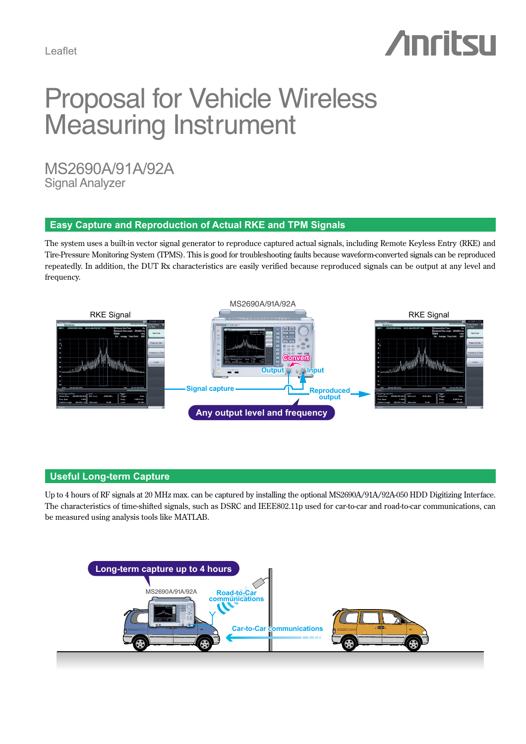Leaflet

# Proposal for Vehicle Wireless Measuring Instrument

## MS2690A/91A/92A
Signal Analyzer

## Easy Capture and Reproduction of Actual RKE and TPM Signals

The system uses a built-in vector signal generator to reproduce captured actual signals, including Remote Keyless Entry (RKE) and Tire-Pressure Monitoring System (TPMS). This is good for troubleshooting faults because waveform-converted signals can be reproduced repeatedly. In addition, the DUT Rx characteristics are easily verified because reproduced signals can be output at any level and frequency.

RKE Signal

MS2690A/91A/92A

RKE Signal

Convert

Output

Input

Signal capture

Reproduced output

Any output level and frequency

## Useful Long-term Capture

Up to 4 hours of RF signals at 20 MHz max. can be captured by installing the optional MS2690A/91A/92A-050 HDD Digitizing Interface. The characteristics of time-shifted signals, such as DSRC and IEEE802.11p used for car-to-car and road-to-car communications, can be measured using analysis tools like MATLAB.

Long-term capture up to 4 hours

MS2690A/91A/92A

Road-to-Car communications

Car-to-Car communications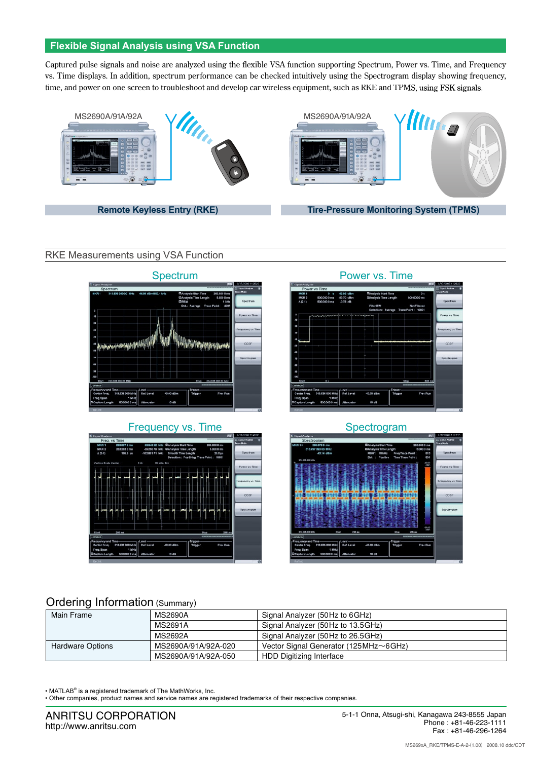## Flexible Signal Analysis using VSA Function

Captured pulse signals and noise are analyzed using the flexible VSA function supporting Spectrum, Power vs. Time, and Frequency vs. Time displays. In addition, spectrum performance can be checked intuitively using the Spectrogram display showing frequency, time, and power on one screen to troubleshoot and develop car wireless equipment, such as RKE and TPMS, using FSK signals.

MS2690A/91A/92A

**Remote Keyless Entry (RKE)**

MS2690A/91A/92A

**Tire-Pressure Monitoring System (TPMS)**

### RKE Measurements using VSA Function

Spectrum

Power vs. Time

Frequency vs. Time

Spectrogram

## Ordering Information (Summary)

| | | |
|---|---|---|
| Main Frame | MS2690A | Signal Analyzer (50Hz to 6GHz) |
| | MS2691A | Signal Analyzer (50Hz to 13.5GHz) |
| | MS2692A | Signal Analyzer (50Hz to 26.5GHz) |
| Hardware Options | MS2690A/91A/92A-020 | Vector Signal Generator (125MHz～6GHz) |
| | MS2690A/91A/92A-050 | HDD Digitizing Interface |

- MATLAB® is a registered trademark of The MathWorks, Inc.
- Other companies, product names and service names are registered trademarks of their respective companies.

**ANRITSU CORPORATION**
http://www.anritsu.com

5-1-1 Onna, Atsugi-shi, Kanagawa 243-8555 Japan
Phone : +81-46-223-1111
Fax : +81-46-296-1264

MS269xA_RKE/TPMS-E-A-2-(1.00) 2008.10 ddc/CDT